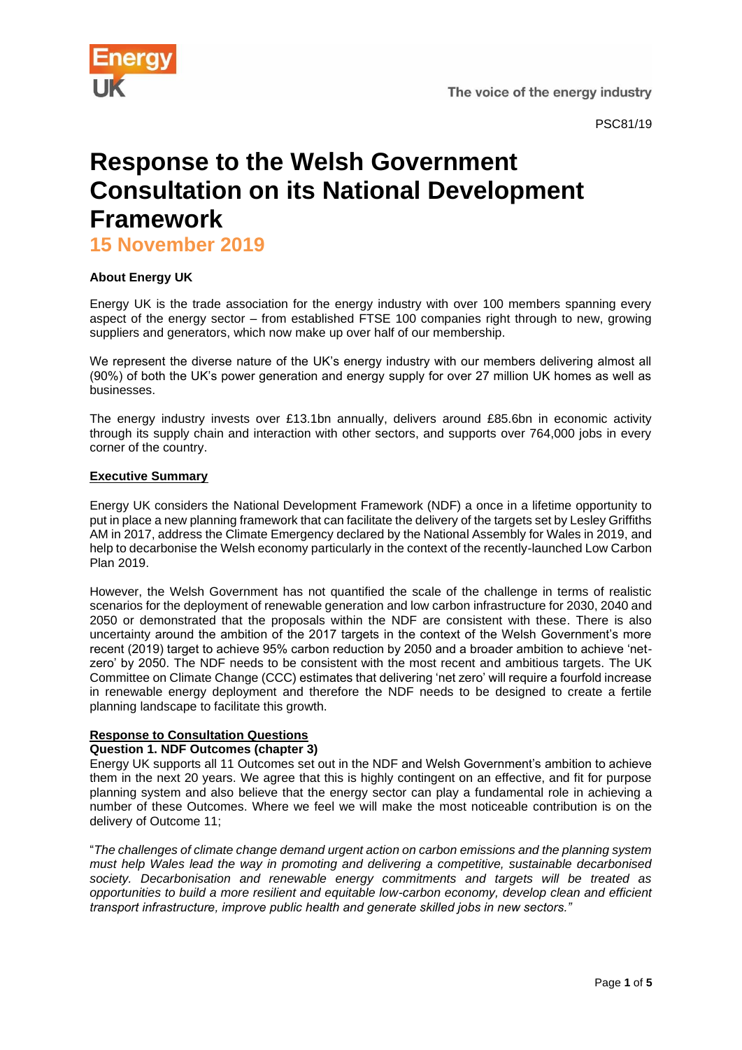PSC81/19

# Response to the Welsh Government Consultation on its National Development Framework

## 15 November 2019

**About Energy UK**

Energy UK is the trade association for the energy industry with over 100 members spanning every aspect of the energy sector – from established FTSE 100 companies right through to new, growing suppliers and generators, which now make up over half of our membership.

We represent the diverse nature of the UK's energy industry with our members delivering almost all (90%) of both the UK's power generation and energy supply for over 27 million UK homes as well as businesses.

The energy industry invests over £13.1bn annually, delivers around £85.6bn in economic activity through its supply chain and interaction with other sectors, and supports over 764,000 jobs in every corner of the country.

**Executive Summary**

Energy UK considers the National Development Framework (NDF) a once in a lifetime opportunity to put in place a new planning framework that can facilitate the delivery of the targets set by Lesley Griffiths AM in 2017, address the Climate Emergency declared by the National Assembly for Wales in 2019, and help to decarbonise the Welsh economy particularly in the context of the recently-launched Low Carbon Plan 2019.

However, the Welsh Government has not quantified the scale of the challenge in terms of realistic scenarios for the deployment of renewable generation and low carbon infrastructure for 2030, 2040 and 2050 or demonstrated that the proposals within the NDF are consistent with these. There is also uncertainty around the ambition of the 2017 targets in the context of the Welsh Government's more recent (2019) target to achieve 95% carbon reduction by 2050 and a broader ambition to achieve 'net-zero' by 2050. The NDF needs to be consistent with the most recent and ambitious targets. The UK Committee on Climate Change (CCC) estimates that delivering 'net zero' will require a fourfold increase in renewable energy deployment and therefore the NDF needs to be designed to create a fertile planning landscape to facilitate this growth.

**Response to Consultation Questions**

**Question 1. NDF Outcomes (chapter 3)**

Energy UK supports all 11 Outcomes set out in the NDF and Welsh Government's ambition to achieve them in the next 20 years. We agree that this is highly contingent on an effective, and fit for purpose planning system and also believe that the energy sector can play a fundamental role in achieving a number of these Outcomes. Where we feel we will make the most noticeable contribution is on the delivery of Outcome 11;

"*The challenges of climate change demand urgent action on carbon emissions and the planning system must help Wales lead the way in promoting and delivering a competitive, sustainable decarbonised society. Decarbonisation and renewable energy commitments and targets will be treated as opportunities to build a more resilient and equitable low-carbon economy, develop clean and efficient transport infrastructure, improve public health and generate skilled jobs in new sectors.*"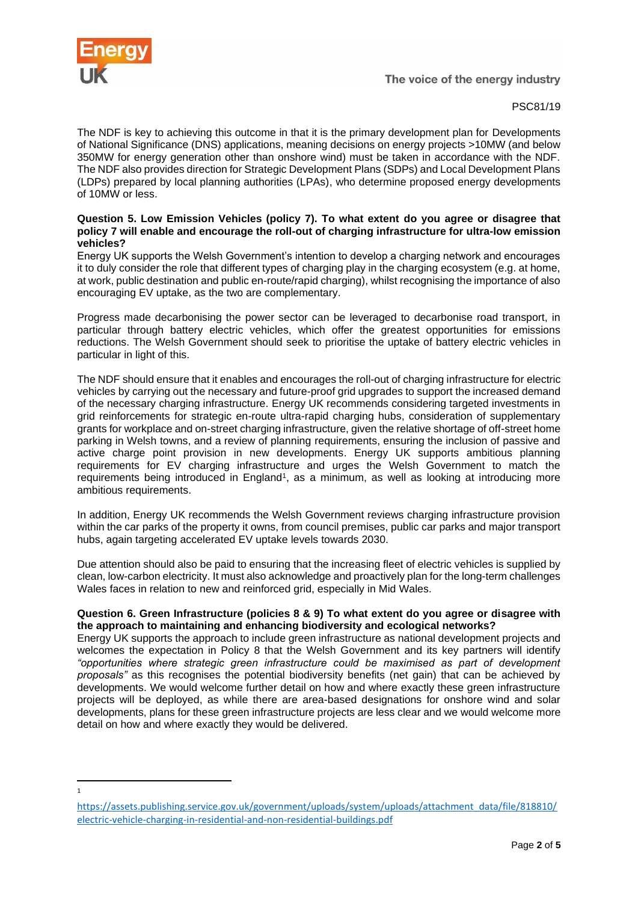PSC81/19

The NDF is key to achieving this outcome in that it is the primary development plan for Developments of National Significance (DNS) applications, meaning decisions on energy projects >10MW (and below 350MW for energy generation other than onshore wind) must be taken in accordance with the NDF. The NDF also provides direction for Strategic Development Plans (SDPs) and Local Development Plans (LDPs) prepared by local planning authorities (LPAs), who determine proposed energy developments of 10MW or less.

**Question 5. Low Emission Vehicles (policy 7). To what extent do you agree or disagree that policy 7 will enable and encourage the roll-out of charging infrastructure for ultra-low emission vehicles?**

Energy UK supports the Welsh Government's intention to develop a charging network and encourages it to duly consider the role that different types of charging play in the charging ecosystem (e.g. at home, at work, public destination and public en-route/rapid charging), whilst recognising the importance of also encouraging EV uptake, as the two are complementary.

Progress made decarbonising the power sector can be leveraged to decarbonise road transport, in particular through battery electric vehicles, which offer the greatest opportunities for emissions reductions. The Welsh Government should seek to prioritise the uptake of battery electric vehicles in particular in light of this.

The NDF should ensure that it enables and encourages the roll-out of charging infrastructure for electric vehicles by carrying out the necessary and future-proof grid upgrades to support the increased demand of the necessary charging infrastructure. Energy UK recommends considering targeted investments in grid reinforcements for strategic en-route ultra-rapid charging hubs, consideration of supplementary grants for workplace and on-street charging infrastructure, given the relative shortage of off-street home parking in Welsh towns, and a review of planning requirements, ensuring the inclusion of passive and active charge point provision in new developments. Energy UK supports ambitious planning requirements for EV charging infrastructure and urges the Welsh Government to match the requirements being introduced in England[1], as a minimum, as well as looking at introducing more ambitious requirements.

In addition, Energy UK recommends the Welsh Government reviews charging infrastructure provision within the car parks of the property it owns, from council premises, public car parks and major transport hubs, again targeting accelerated EV uptake levels towards 2030.

Due attention should also be paid to ensuring that the increasing fleet of electric vehicles is supplied by clean, low-carbon electricity. It must also acknowledge and proactively plan for the long-term challenges Wales faces in relation to new and reinforced grid, especially in Mid Wales.

**Question 6. Green Infrastructure (policies 8 & 9) To what extent do you agree or disagree with the approach to maintaining and enhancing biodiversity and ecological networks?**

Energy UK supports the approach to include green infrastructure as national development projects and welcomes the expectation in Policy 8 that the Welsh Government and its key partners will identify *"opportunities where strategic green infrastructure could be maximised as part of development proposals"* as this recognises the potential biodiversity benefits (net gain) that can be achieved by developments. We would welcome further detail on how and where exactly these green infrastructure projects will be deployed, as while there are area-based designations for onshore wind and solar developments, plans for these green infrastructure projects are less clear and we would welcome more detail on how and where exactly they would be delivered.

[1] https://assets.publishing.service.gov.uk/government/uploads/system/uploads/attachment_data/file/818810/electric-vehicle-charging-in-residential-and-non-residential-buildings.pdf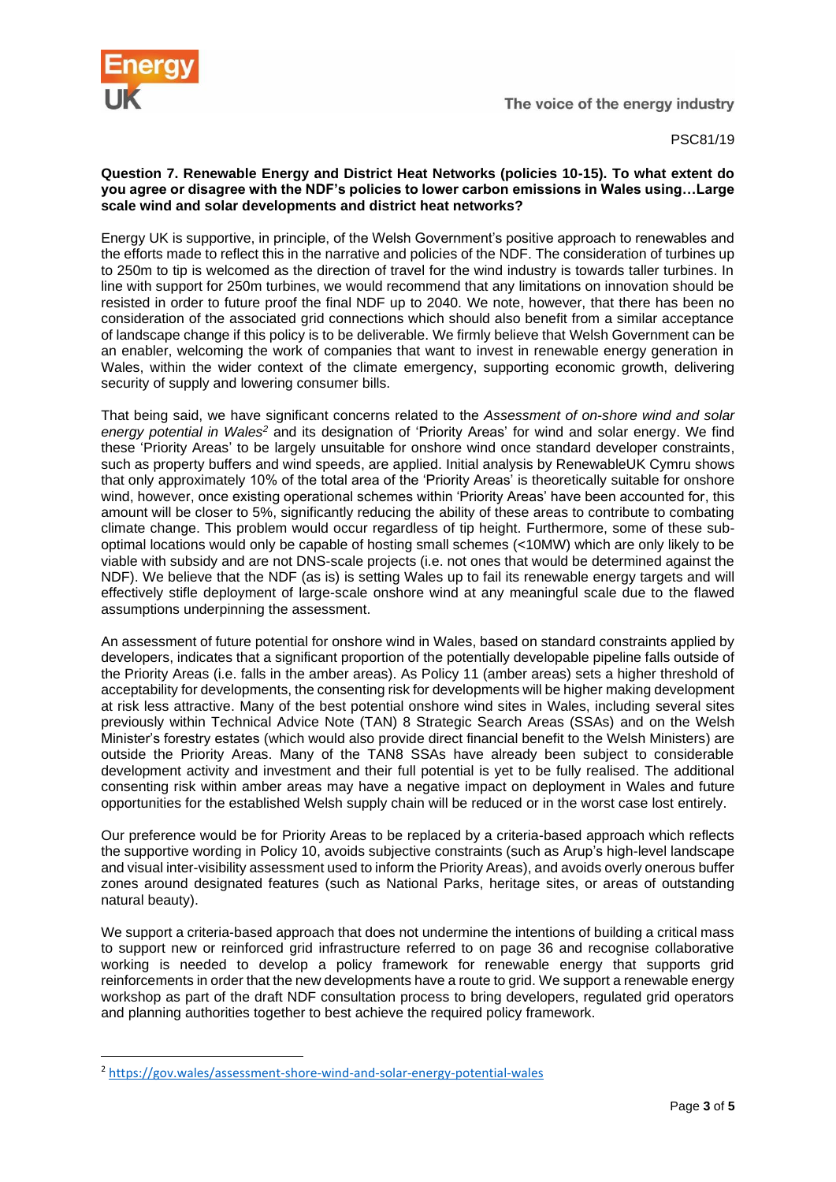PSC81/19

**Question 7. Renewable Energy and District Heat Networks (policies 10-15). To what extent do you agree or disagree with the NDF's policies to lower carbon emissions in Wales using…Large scale wind and solar developments and district heat networks?**

Energy UK is supportive, in principle, of the Welsh Government's positive approach to renewables and the efforts made to reflect this in the narrative and policies of the NDF. The consideration of turbines up to 250m to tip is welcomed as the direction of travel for the wind industry is towards taller turbines. In line with support for 250m turbines, we would recommend that any limitations on innovation should be resisted in order to future proof the final NDF up to 2040. We note, however, that there has been no consideration of the associated grid connections which should also benefit from a similar acceptance of landscape change if this policy is to be deliverable. We firmly believe that Welsh Government can be an enabler, welcoming the work of companies that want to invest in renewable energy generation in Wales, within the wider context of the climate emergency, supporting economic growth, delivering security of supply and lowering consumer bills.

That being said, we have significant concerns related to the *Assessment of on-shore wind and solar energy potential in Wales*[2] and its designation of 'Priority Areas' for wind and solar energy. We find these 'Priority Areas' to be largely unsuitable for onshore wind once standard developer constraints, such as property buffers and wind speeds, are applied. Initial analysis by RenewableUK Cymru shows that only approximately 10% of the total area of the 'Priority Areas' is theoretically suitable for onshore wind, however, once existing operational schemes within 'Priority Areas' have been accounted for, this amount will be closer to 5%, significantly reducing the ability of these areas to contribute to combating climate change. This problem would occur regardless of tip height. Furthermore, some of these sub-optimal locations would only be capable of hosting small schemes (<10MW) which are only likely to be viable with subsidy and are not DNS-scale projects (i.e. not ones that would be determined against the NDF). We believe that the NDF (as is) is setting Wales up to fail its renewable energy targets and will effectively stifle deployment of large-scale onshore wind at any meaningful scale due to the flawed assumptions underpinning the assessment.

An assessment of future potential for onshore wind in Wales, based on standard constraints applied by developers, indicates that a significant proportion of the potentially developable pipeline falls outside of the Priority Areas (i.e. falls in the amber areas). As Policy 11 (amber areas) sets a higher threshold of acceptability for developments, the consenting risk for developments will be higher making development at risk less attractive. Many of the best potential onshore wind sites in Wales, including several sites previously within Technical Advice Note (TAN) 8 Strategic Search Areas (SSAs) and on the Welsh Minister's forestry estates (which would also provide direct financial benefit to the Welsh Ministers) are outside the Priority Areas. Many of the TAN8 SSAs have already been subject to considerable development activity and investment and their full potential is yet to be fully realised. The additional consenting risk within amber areas may have a negative impact on deployment in Wales and future opportunities for the established Welsh supply chain will be reduced or in the worst case lost entirely.

Our preference would be for Priority Areas to be replaced by a criteria-based approach which reflects the supportive wording in Policy 10, avoids subjective constraints (such as Arup's high-level landscape and visual inter-visibility assessment used to inform the Priority Areas), and avoids overly onerous buffer zones around designated features (such as National Parks, heritage sites, or areas of outstanding natural beauty).

We support a criteria-based approach that does not undermine the intentions of building a critical mass to support new or reinforced grid infrastructure referred to on page 36 and recognise collaborative working is needed to develop a policy framework for renewable energy that supports grid reinforcements in order that the new developments have a route to grid. We support a renewable energy workshop as part of the draft NDF consultation process to bring developers, regulated grid operators and planning authorities together to best achieve the required policy framework.

---

[2] https://gov.wales/assessment-shore-wind-and-solar-energy-potential-wales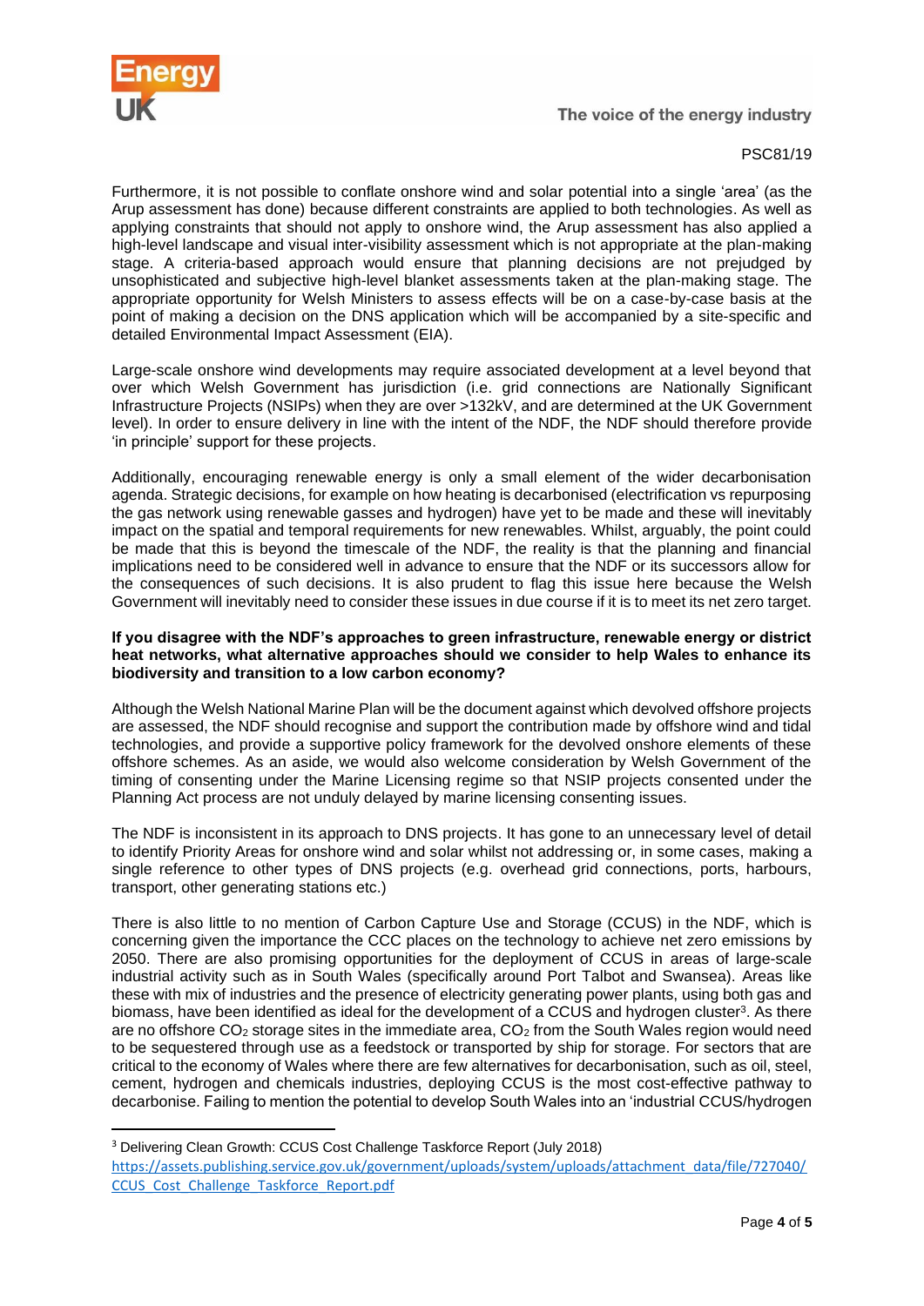Furthermore, it is not possible to conflate onshore wind and solar potential into a single 'area' (as the Arup assessment has done) because different constraints are applied to both technologies. As well as applying constraints that should not apply to onshore wind, the Arup assessment has also applied a high-level landscape and visual inter-visibility assessment which is not appropriate at the plan-making stage. A criteria-based approach would ensure that planning decisions are not prejudged by unsophisticated and subjective high-level blanket assessments taken at the plan-making stage. The appropriate opportunity for Welsh Ministers to assess effects will be on a case-by-case basis at the point of making a decision on the DNS application which will be accompanied by a site-specific and detailed Environmental Impact Assessment (EIA).

Large-scale onshore wind developments may require associated development at a level beyond that over which Welsh Government has jurisdiction (i.e. grid connections are Nationally Significant Infrastructure Projects (NSIPs) when they are over >132kV, and are determined at the UK Government level). In order to ensure delivery in line with the intent of the NDF, the NDF should therefore provide 'in principle' support for these projects.

Additionally, encouraging renewable energy is only a small element of the wider decarbonisation agenda. Strategic decisions, for example on how heating is decarbonised (electrification vs repurposing the gas network using renewable gasses and hydrogen) have yet to be made and these will inevitably impact on the spatial and temporal requirements for new renewables. Whilst, arguably, the point could be made that this is beyond the timescale of the NDF, the reality is that the planning and financial implications need to be considered well in advance to ensure that the NDF or its successors allow for the consequences of such decisions. It is also prudent to flag this issue here because the Welsh Government will inevitably need to consider these issues in due course if it is to meet its net zero target.

**If you disagree with the NDF's approaches to green infrastructure, renewable energy or district heat networks, what alternative approaches should we consider to help Wales to enhance its biodiversity and transition to a low carbon economy?**

Although the Welsh National Marine Plan will be the document against which devolved offshore projects are assessed, the NDF should recognise and support the contribution made by offshore wind and tidal technologies, and provide a supportive policy framework for the devolved onshore elements of these offshore schemes. As an aside, we would also welcome consideration by Welsh Government of the timing of consenting under the Marine Licensing regime so that NSIP projects consented under the Planning Act process are not unduly delayed by marine licensing consenting issues.

The NDF is inconsistent in its approach to DNS projects. It has gone to an unnecessary level of detail to identify Priority Areas for onshore wind and solar whilst not addressing or, in some cases, making a single reference to other types of DNS projects (e.g. overhead grid connections, ports, harbours, transport, other generating stations etc.)

There is also little to no mention of Carbon Capture Use and Storage (CCUS) in the NDF, which is concerning given the importance the CCC places on the technology to achieve net zero emissions by 2050. There are also promising opportunities for the deployment of CCUS in areas of large-scale industrial activity such as in South Wales (specifically around Port Talbot and Swansea). Areas like these with mix of industries and the presence of electricity generating power plants, using both gas and biomass, have been identified as ideal for the development of a CCUS and hydrogen cluster[3]. As there are no offshore $CO_2$ storage sites in the immediate area, $CO_2$ from the South Wales region would need to be sequestered through use as a feedstock or transported by ship for storage. For sectors that are critical to the economy of Wales where there are few alternatives for decarbonisation, such as oil, steel, cement, hydrogen and chemicals industries, deploying CCUS is the most cost-effective pathway to decarbonise. Failing to mention the potential to develop South Wales into an 'industrial CCUS/hydrogen

---

[3] Delivering Clean Growth: CCUS Cost Challenge Taskforce Report (July 2018) https://assets.publishing.service.gov.uk/government/uploads/system/uploads/attachment_data/file/727040/CCUS_Cost_Challenge_Taskforce_Report.pdf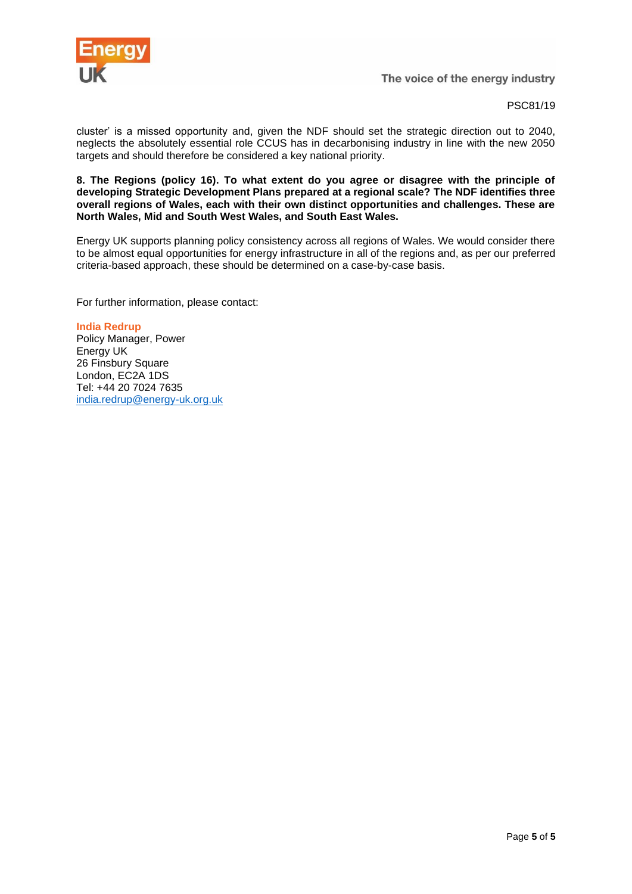cluster' is a missed opportunity and, given the NDF should set the strategic direction out to 2040, neglects the absolutely essential role CCUS has in decarbonising industry in line with the new 2050 targets and should therefore be considered a key national priority.

**8. The Regions (policy 16). To what extent do you agree or disagree with the principle of developing Strategic Development Plans prepared at a regional scale? The NDF identifies three overall regions of Wales, each with their own distinct opportunities and challenges. These are North Wales, Mid and South West Wales, and South East Wales.**

Energy UK supports planning policy consistency across all regions of Wales. We would consider there to be almost equal opportunities for energy infrastructure in all of the regions and, as per our preferred criteria-based approach, these should be determined on a case-by-case basis.

For further information, please contact:

**India Redrup**
Policy Manager, Power
Energy UK
26 Finsbury Square
London, EC2A 1DS
Tel: +44 20 7024 7635
india.redrup@energy-uk.org.uk